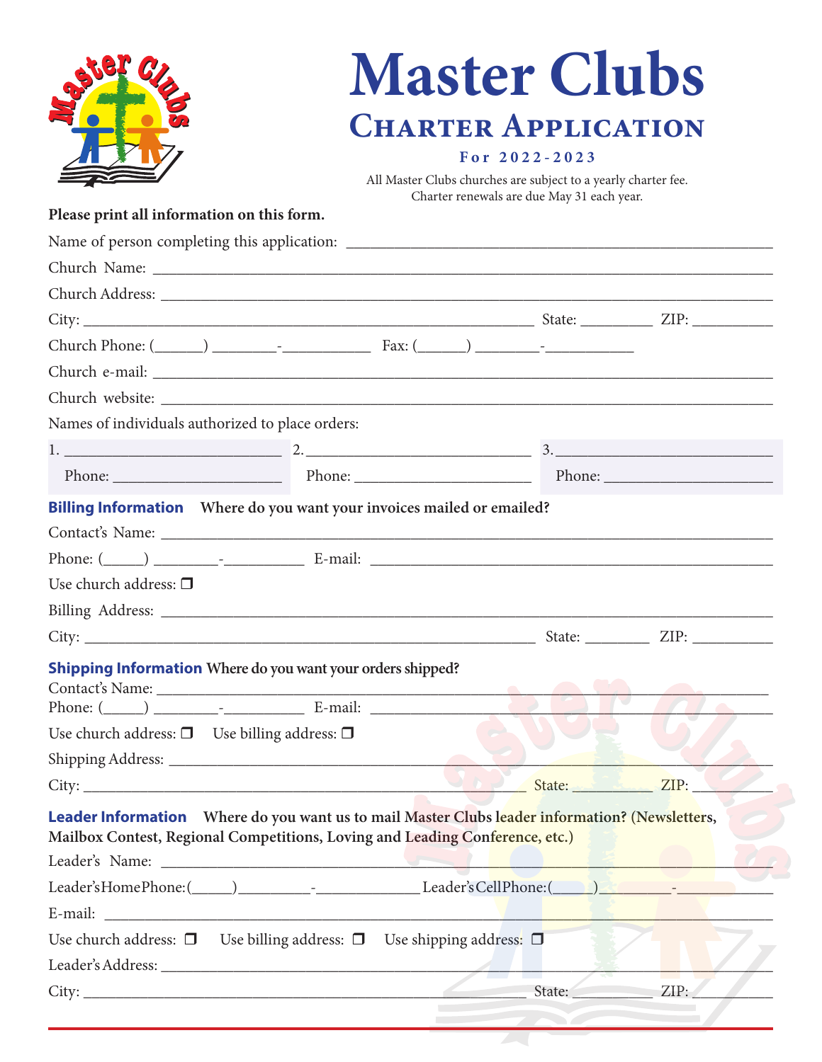# Master Clubs

## Charter Application

**For 2022-2023**

All Master Clubs churches are subject to a yearly charter fee.
Charter renewals are due May 31 each year.

**Please print all information on this form.**

Name of person completing this application: ______________________________

Church Name: ______________________________

Church Address: ______________________________

City: ______________________________ State: __________ ZIP: __________

Church Phone: (______) ________-___________ Fax: (______) ________-___________

Church e-mail: ______________________________

Church website: ______________________________

Names of individuals authorized to place orders:

| 1. ______________________ | 2. ______________________ | 3. ______________________ |
|---|---|---|
| Phone: __________________ | Phone: __________________ | Phone: __________________ |

**Billing Information** **Where do you want your invoices mailed or emailed?**

Contact's Name: ______________________________

Phone: (_____) ________-__________ E-mail: ______________________________

Use church address: ❐

Billing Address: ______________________________

City: ______________________________ State: ________ ZIP: __________

**Shipping Information** **Where do you want your orders shipped?**

Contact's Name: ______________________________

Phone: (_____) ________-__________ E-mail: ______________________________

Use church address: ❐ Use billing address: ❐

Shipping Address: ______________________________

City: ______________________________ State: __________ ZIP: __________

**Leader Information** **Where do you want us to mail Master Clubs leader information? (Newsletters, Mailbox Contest, Regional Competitions, Loving and Leading Conference, etc.)**

Leader's Name: ______________________________

Leader's Home Phone: (_____) ________-_____________ Leader's Cell Phone: (_____) ________-___________

E-mail: ______________________________

Use church address: ❐ Use billing address: ❐ Use shipping address: ❐

Leader's Address: ______________________________

City: ______________________________ State: __________ ZIP: __________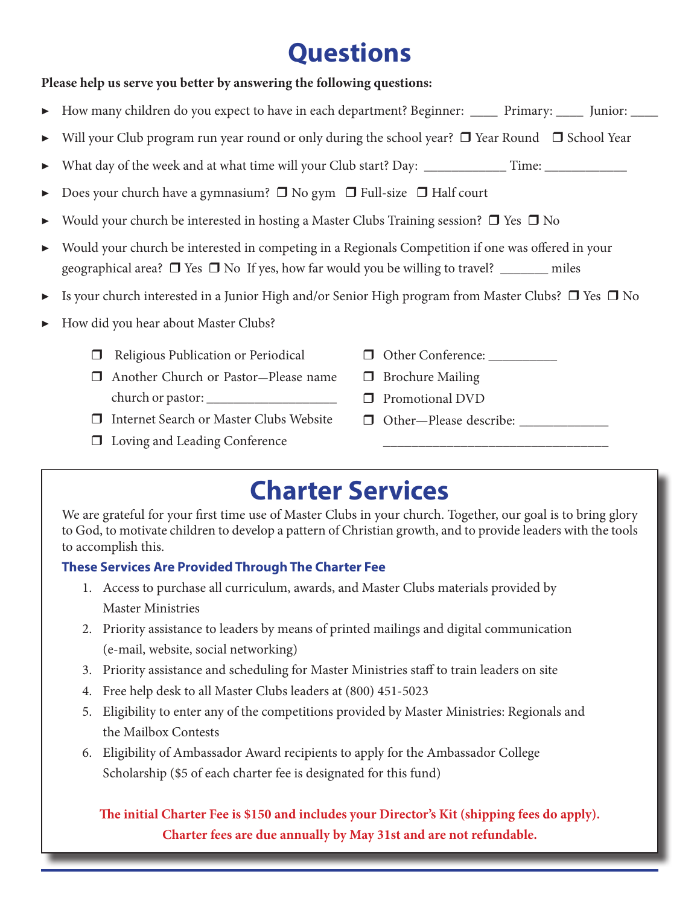# Questions

**Please help us serve you better by answering the following questions:**

- How many children do you expect to have in each department? Beginner: ____ Primary: ____ Junior: ____
- Will your Club program run year round or only during the school year? ❒ Year Round ❒ School Year
- What day of the week and at what time will your Club start? Day: ____________ Time: ____________
- Does your church have a gymnasium? ❒ No gym ❒ Full-size ❒ Half court
- Would your church be interested in hosting a Master Clubs Training session? ❒ Yes ❒ No
- Would your church be interested in competing in a Regionals Competition if one was offered in your geographical area? ❒ Yes ❒ No If yes, how far would you be willing to travel? _______ miles
- Is your church interested in a Junior High and/or Senior High program from Master Clubs? ❒ Yes ❒ No
- How did you hear about Master Clubs?

  ❒ Religious Publication or Periodical
  ❒ Another Church or Pastor—Please name church or pastor: ___________________
  ❒ Internet Search or Master Clubs Website
  ❒ Loving and Leading Conference
  ❒ Other Conference: __________
  ❒ Brochure Mailing
  ❒ Promotional DVD
  ❒ Other—Please describe: _____________
  _________________________________

# Charter Services

We are grateful for your first time use of Master Clubs in your church. Together, our goal is to bring glory to God, to motivate children to develop a pattern of Christian growth, and to provide leaders with the tools to accomplish this.

### These Services Are Provided Through The Charter Fee

1. Access to purchase all curriculum, awards, and Master Clubs materials provided by Master Ministries
2. Priority assistance to leaders by means of printed mailings and digital communication (e-mail, website, social networking)
3. Priority assistance and scheduling for Master Ministries staff to train leaders on site
4. Free help desk to all Master Clubs leaders at (800) 451-5023
5. Eligibility to enter any of the competitions provided by Master Ministries: Regionals and the Mailbox Contests
6. Eligibility of Ambassador Award recipients to apply for the Ambassador College Scholarship ($5 of each charter fee is designated for this fund)

**The initial Charter Fee is $150 and includes your Director's Kit (shipping fees do apply). Charter fees are due annually by May 31st and are not refundable.**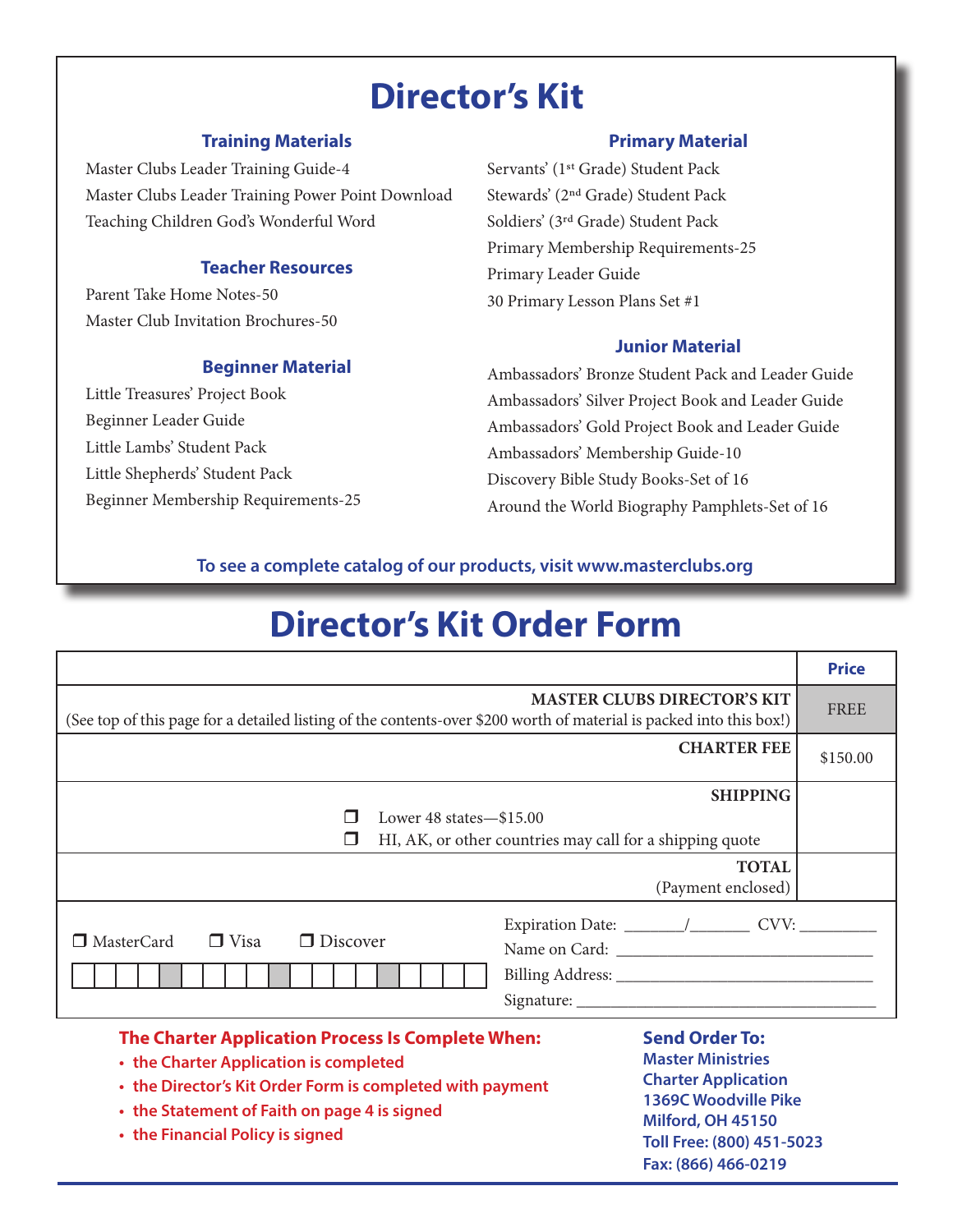# Director's Kit

### Training Materials

Master Clubs Leader Training Guide-4
Master Clubs Leader Training Power Point Download
Teaching Children God's Wonderful Word

### Teacher Resources

Parent Take Home Notes-50
Master Club Invitation Brochures-50

### Beginner Material

Little Treasures' Project Book
Beginner Leader Guide
Little Lambs' Student Pack
Little Shepherds' Student Pack
Beginner Membership Requirements-25

### Primary Material

Servants' (1st Grade) Student Pack
Stewards' (2nd Grade) Student Pack
Soldiers' (3rd Grade) Student Pack
Primary Membership Requirements-25
Primary Leader Guide
30 Primary Lesson Plans Set #1

### Junior Material

Ambassadors' Bronze Student Pack and Leader Guide
Ambassadors' Silver Project Book and Leader Guide
Ambassadors' Gold Project Book and Leader Guide
Ambassadors' Membership Guide-10
Discovery Bible Study Books-Set of 16
Around the World Biography Pamphlets-Set of 16

**To see a complete catalog of our products, visit www.masterclubs.org**

# Director's Kit Order Form

| | **Price** |
|---|---|
| **MASTER CLUBS DIRECTOR'S KIT** (See top of this page for a detailed listing of the contents-over $200 worth of material is packed into this box!) | FREE |
| **CHARTER FEE** | $150.00 |
| **SHIPPING** ❐ Lower 48 states—$15.00 ❐ HI, AK, or other countries may call for a shipping quote | |
| **TOTAL** (Payment enclosed) | |

❐ MasterCard ❐ Visa ❐ Discover

Card Number: ____ ____ ____ ____

Expiration Date: _______/_______ CVV: _________
Name on Card: ______________________________
Billing Address: ______________________________
Signature: ___________________________________

**The Charter Application Process Is Complete When:**

- the Charter Application is completed
- the Director's Kit Order Form is completed with payment
- the Statement of Faith on page 4 is signed
- the Financial Policy is signed

**Send Order To:**
**Master Ministries**
**Charter Application**
**1369C Woodville Pike**
**Milford, OH 45150**
**Toll Free: (800) 451-5023**
**Fax: (866) 466-0219**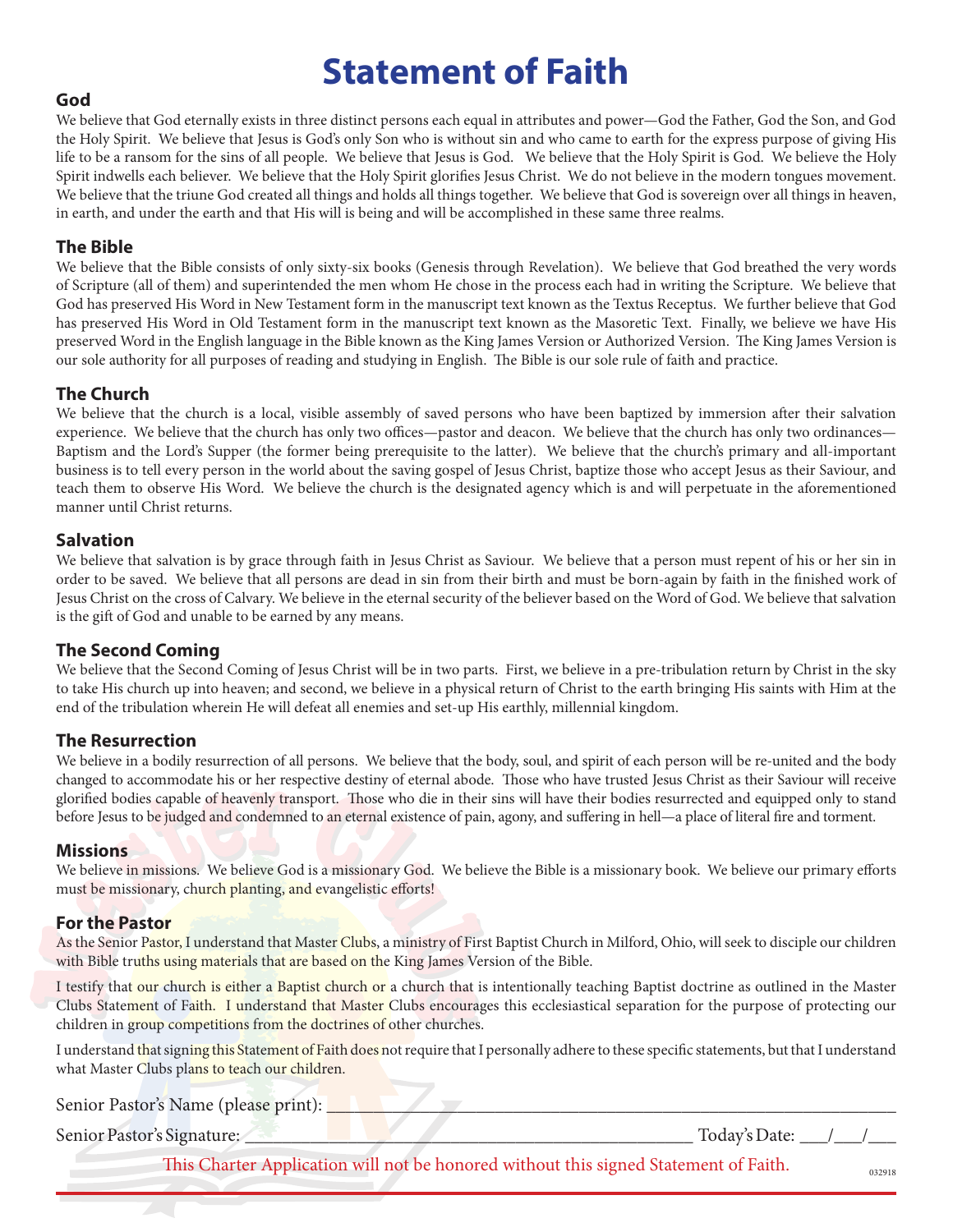# Statement of Faith

## God

We believe that God eternally exists in three distinct persons each equal in attributes and power—God the Father, God the Son, and God the Holy Spirit. We believe that Jesus is God's only Son who is without sin and who came to earth for the express purpose of giving His life to be a ransom for the sins of all people. We believe that Jesus is God. We believe that the Holy Spirit is God. We believe the Holy Spirit indwells each believer. We believe that the Holy Spirit glorifies Jesus Christ. We do not believe in the modern tongues movement. We believe that the triune God created all things and holds all things together. We believe that God is sovereign over all things in heaven, in earth, and under the earth and that His will is being and will be accomplished in these same three realms.

## The Bible

We believe that the Bible consists of only sixty-six books (Genesis through Revelation). We believe that God breathed the very words of Scripture (all of them) and superintended the men whom He chose in the process each had in writing the Scripture. We believe that God has preserved His Word in New Testament form in the manuscript text known as the Textus Receptus. We further believe that God has preserved His Word in Old Testament form in the manuscript text known as the Masoretic Text. Finally, we believe we have His preserved Word in the English language in the Bible known as the King James Version or Authorized Version. The King James Version is our sole authority for all purposes of reading and studying in English. The Bible is our sole rule of faith and practice.

## The Church

We believe that the church is a local, visible assembly of saved persons who have been baptized by immersion after their salvation experience. We believe that the church has only two offices—pastor and deacon. We believe that the church has only two ordinances—Baptism and the Lord's Supper (the former being prerequisite to the latter). We believe that the church's primary and all-important business is to tell every person in the world about the saving gospel of Jesus Christ, baptize those who accept Jesus as their Saviour, and teach them to observe His Word. We believe the church is the designated agency which is and will perpetuate in the aforementioned manner until Christ returns.

## Salvation

We believe that salvation is by grace through faith in Jesus Christ as Saviour. We believe that a person must repent of his or her sin in order to be saved. We believe that all persons are dead in sin from their birth and must be born-again by faith in the finished work of Jesus Christ on the cross of Calvary. We believe in the eternal security of the believer based on the Word of God. We believe that salvation is the gift of God and unable to be earned by any means.

## The Second Coming

We believe that the Second Coming of Jesus Christ will be in two parts. First, we believe in a pre-tribulation return by Christ in the sky to take His church up into heaven; and second, we believe in a physical return of Christ to the earth bringing His saints with Him at the end of the tribulation wherein He will defeat all enemies and set-up His earthly, millennial kingdom.

## The Resurrection

We believe in a bodily resurrection of all persons. We believe that the body, soul, and spirit of each person will be re-united and the body changed to accommodate his or her respective destiny of eternal abode. Those who have trusted Jesus Christ as their Saviour will receive glorified bodies capable of heavenly transport. Those who die in their sins will have their bodies resurrected and equipped only to stand before Jesus to be judged and condemned to an eternal existence of pain, agony, and suffering in hell—a place of literal fire and torment.

## Missions

We believe in missions. We believe God is a missionary God. We believe the Bible is a missionary book. We believe our primary efforts must be missionary, church planting, and evangelistic efforts!

## For the Pastor

As the Senior Pastor, I understand that Master Clubs, a ministry of First Baptist Church in Milford, Ohio, will seek to disciple our children with Bible truths using materials that are based on the King James Version of the Bible.

I testify that our church is either a Baptist church or a church that is intentionally teaching Baptist doctrine as outlined in the Master Clubs Statement of Faith. I understand that Master Clubs encourages this ecclesiastical separation for the purpose of protecting our children in group competitions from the doctrines of other churches.

I understand that signing this Statement of Faith does not require that I personally adhere to these specific statements, but that I understand what Master Clubs plans to teach our children.

Senior Pastor's Name (please print): ______________________________

Senior Pastor's Signature: ______________________________ Today's Date: ___/___/___

This Charter Application will not be honored without this signed Statement of Faith.

032918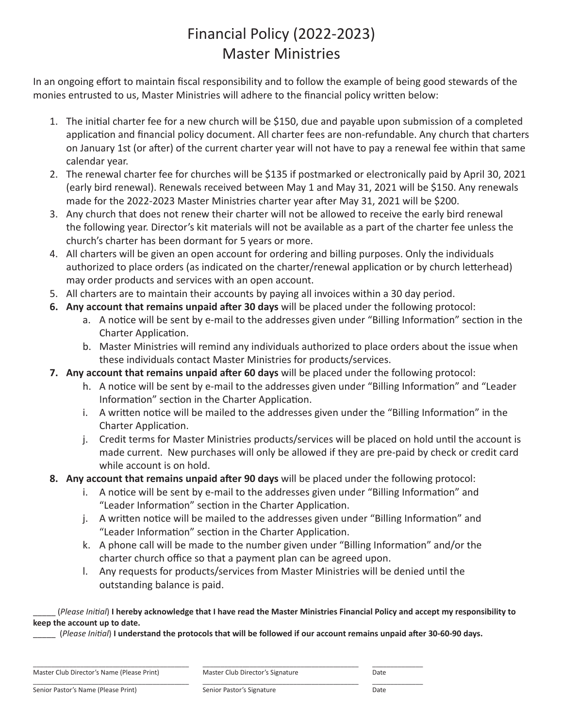# Financial Policy (2022-2023)
# Master Ministries

In an ongoing effort to maintain fiscal responsibility and to follow the example of being good stewards of the monies entrusted to us, Master Ministries will adhere to the financial policy written below:

1. The initial charter fee for a new church will be $150, due and payable upon submission of a completed application and financial policy document. All charter fees are non-refundable. Any church that charters on January 1st (or after) of the current charter year will not have to pay a renewal fee within that same calendar year.
2. The renewal charter fee for churches will be $135 if postmarked or electronically paid by April 30, 2021 (early bird renewal). Renewals received between May 1 and May 31, 2021 will be $150. Any renewals made for the 2022-2023 Master Ministries charter year after May 31, 2021 will be $200.
3. Any church that does not renew their charter will not be allowed to receive the early bird renewal the following year. Director's kit materials will not be available as a part of the charter fee unless the church's charter has been dormant for 5 years or more.
4. All charters will be given an open account for ordering and billing purposes. Only the individuals authorized to place orders (as indicated on the charter/renewal application or by church letterhead) may order products and services with an open account.
5. All charters are to maintain their accounts by paying all invoices within a 30 day period.
6. **Any account that remains unpaid after 30 days** will be placed under the following protocol:
   a. A notice will be sent by e-mail to the addresses given under "Billing Information" section in the Charter Application.
   b. Master Ministries will remind any individuals authorized to place orders about the issue when these individuals contact Master Ministries for products/services.
7. **Any account that remains unpaid after 60 days** will be placed under the following protocol:
   h. A notice will be sent by e-mail to the addresses given under "Billing Information" and "Leader Information" section in the Charter Application.
   i. A written notice will be mailed to the addresses given under the "Billing Information" in the Charter Application.
   j. Credit terms for Master Ministries products/services will be placed on hold until the account is made current. New purchases will only be allowed if they are pre-paid by check or credit card while account is on hold.
8. **Any account that remains unpaid after 90 days** will be placed under the following protocol:
   i. A notice will be sent by e-mail to the addresses given under "Billing Information" and "Leader Information" section in the Charter Application.
   j. A written notice will be mailed to the addresses given under "Billing Information" and "Leader Information" section in the Charter Application.
   k. A phone call will be made to the number given under "Billing Information" and/or the charter church office so that a payment plan can be agreed upon.
   l. Any requests for products/services from Master Ministries will be denied until the outstanding balance is paid.

_____ (*Please Initial*) **I hereby acknowledge that I have read the Master Ministries Financial Policy and accept my responsibility to keep the account up to date.**

_____ (*Please Initial*) **I understand the protocols that will be followed if our account remains unpaid after 30-60-90 days.**

| | | |
|---|---|---|
| _______________________ | _______________________ | __________ |
| Master Club Director's Name (Please Print) | Master Club Director's Signature | Date |
| _______________________ | _______________________ | __________ |
| Senior Pastor's Name (Please Print) | Senior Pastor's Signature | Date |